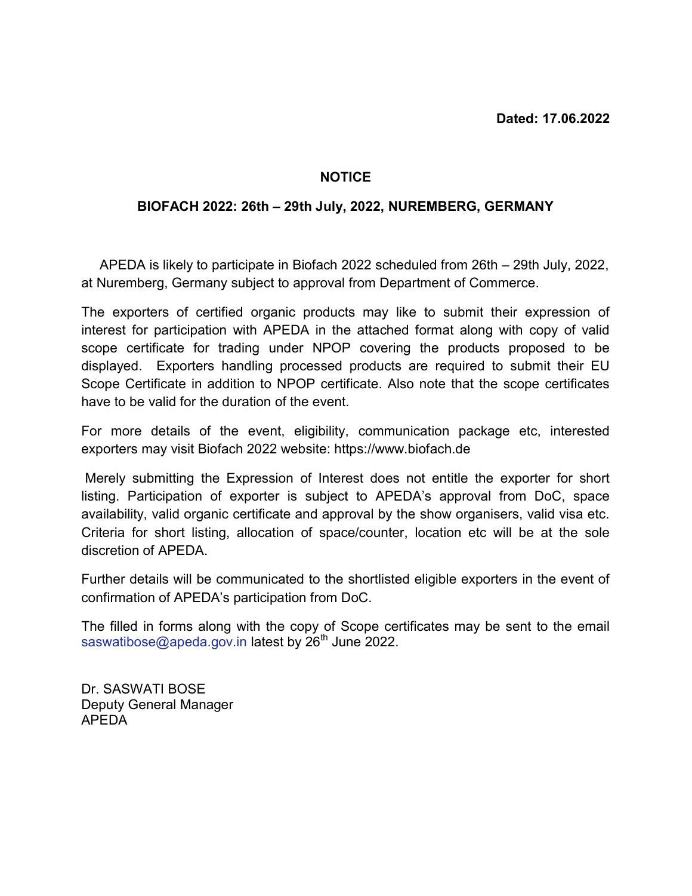**Dated: 17.06.2022**

# NOTICE

## BIOFACH 2022: 26th – 29th July, 2022, NUREMBERG, GERMANY

APEDA is likely to participate in Biofach 2022 scheduled from 26th – 29th July, 2022, at Nuremberg, Germany subject to approval from Department of Commerce.

The exporters of certified organic products may like to submit their expression of interest for participation with APEDA in the attached format along with copy of valid scope certificate for trading under NPOP covering the products proposed to be displayed. Exporters handling processed products are required to submit their EU Scope Certificate in addition to NPOP certificate. Also note that the scope certificates have to be valid for the duration of the event.

For more details of the event, eligibility, communication package etc, interested exporters may visit Biofach 2022 website: https://www.biofach.de

Merely submitting the Expression of Interest does not entitle the exporter for short listing. Participation of exporter is subject to APEDA's approval from DoC, space availability, valid organic certificate and approval by the show organisers, valid visa etc. Criteria for short listing, allocation of space/counter, location etc will be at the sole discretion of APEDA.

Further details will be communicated to the shortlisted eligible exporters in the event of confirmation of APEDA's participation from DoC.

The filled in forms along with the copy of Scope certificates may be sent to the email saswatibose@apeda.gov.in latest by 26th June 2022.

Dr. SASWATI BOSE  
Deputy General Manager  
APEDA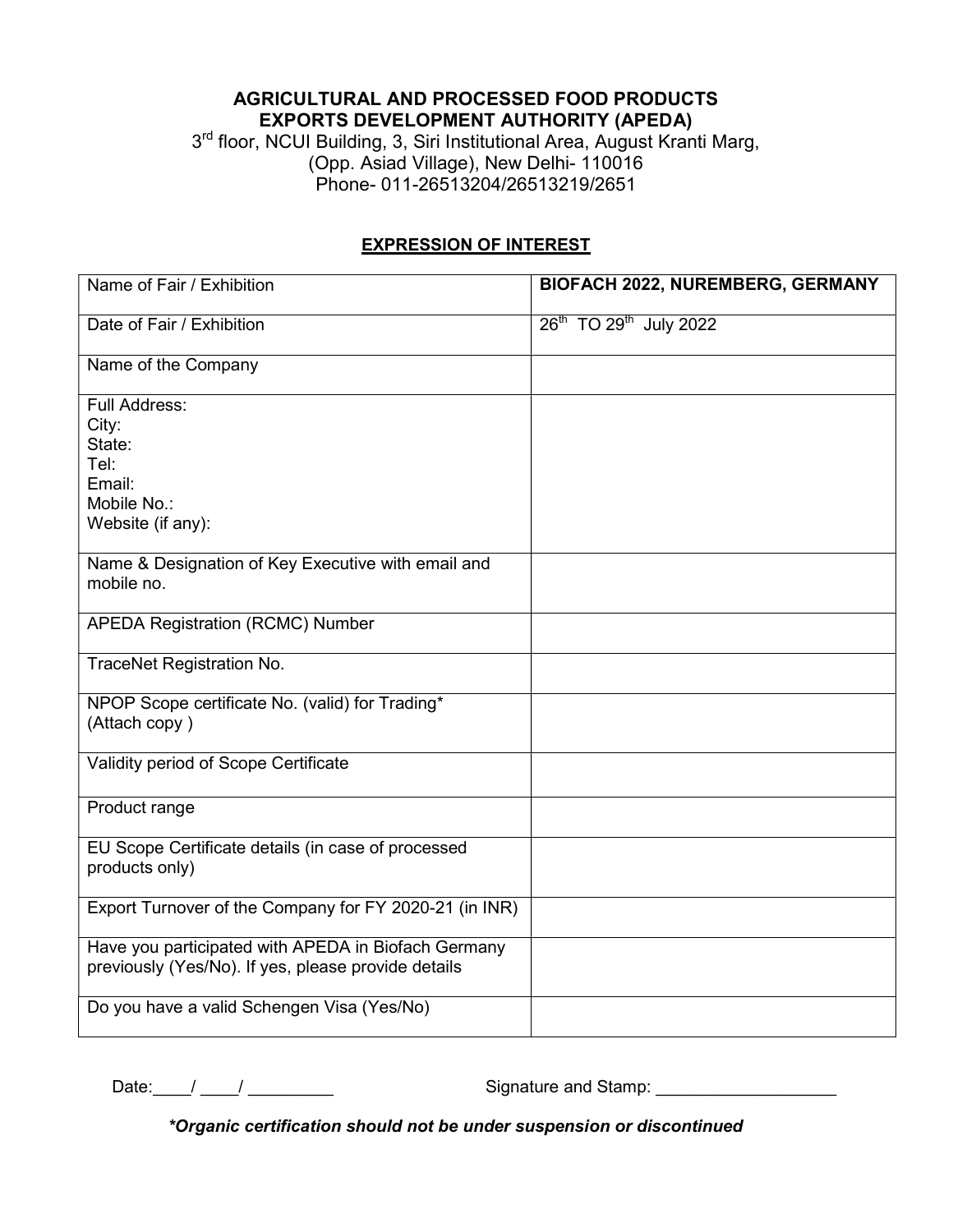**AGRICULTURAL AND PROCESSED FOOD PRODUCTS EXPORTS DEVELOPMENT AUTHORITY (APEDA)**

3rd floor, NCUI Building, 3, Siri Institutional Area, August Kranti Marg, (Opp. Asiad Village), New Delhi- 110016

Phone- 011-26513204/26513219/2651

## EXPRESSION OF INTEREST

| | |
|---|---|
| Name of Fair / Exhibition | **BIOFACH 2022, NUREMBERG, GERMANY** |
| Date of Fair / Exhibition | 26th TO 29th July 2022 |
| Name of the Company | |
| Full Address:<br>City:<br>State:<br>Tel:<br>Email:<br>Mobile No.:<br>Website (if any): | |
| Name & Designation of Key Executive with email and mobile no. | |
| APEDA Registration (RCMC) Number | |
| TraceNet Registration No. | |
| NPOP Scope certificate No. (valid) for Trading*<br>(Attach copy ) | |
| Validity period of Scope Certificate | |
| Product range | |
| EU Scope Certificate details (in case of processed products only) | |
| Export Turnover of the Company for FY 2020-21 (in INR) | |
| Have you participated with APEDA in Biofach Germany previously (Yes/No). If yes, please provide details | |
| Do you have a valid Schengen Visa (Yes/No) | |

Date:____/ ____/ _________ Signature and Stamp: ___________________

***Organic certification should not be under suspension or discontinued**